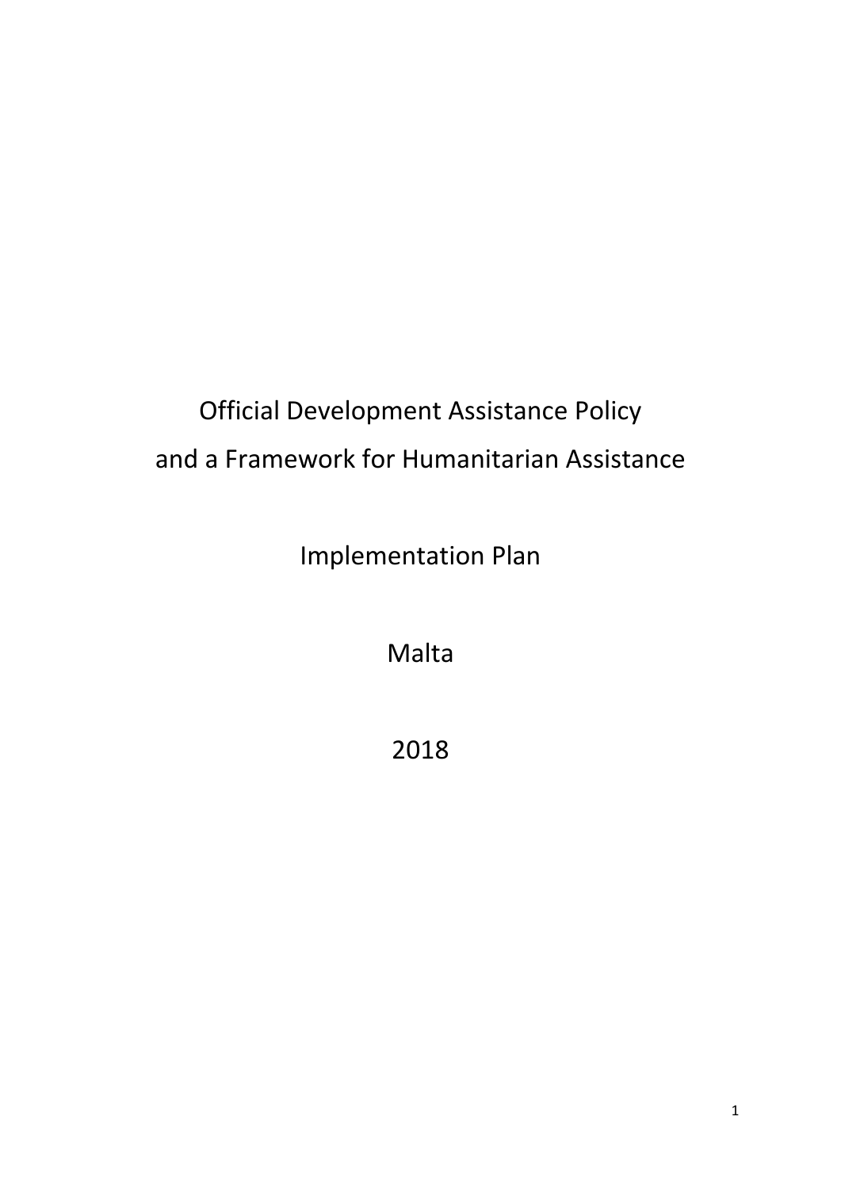# Official Development Assistance Policy and a Framework for Humanitarian Assistance

## Implementation Plan

## Malta

## 2018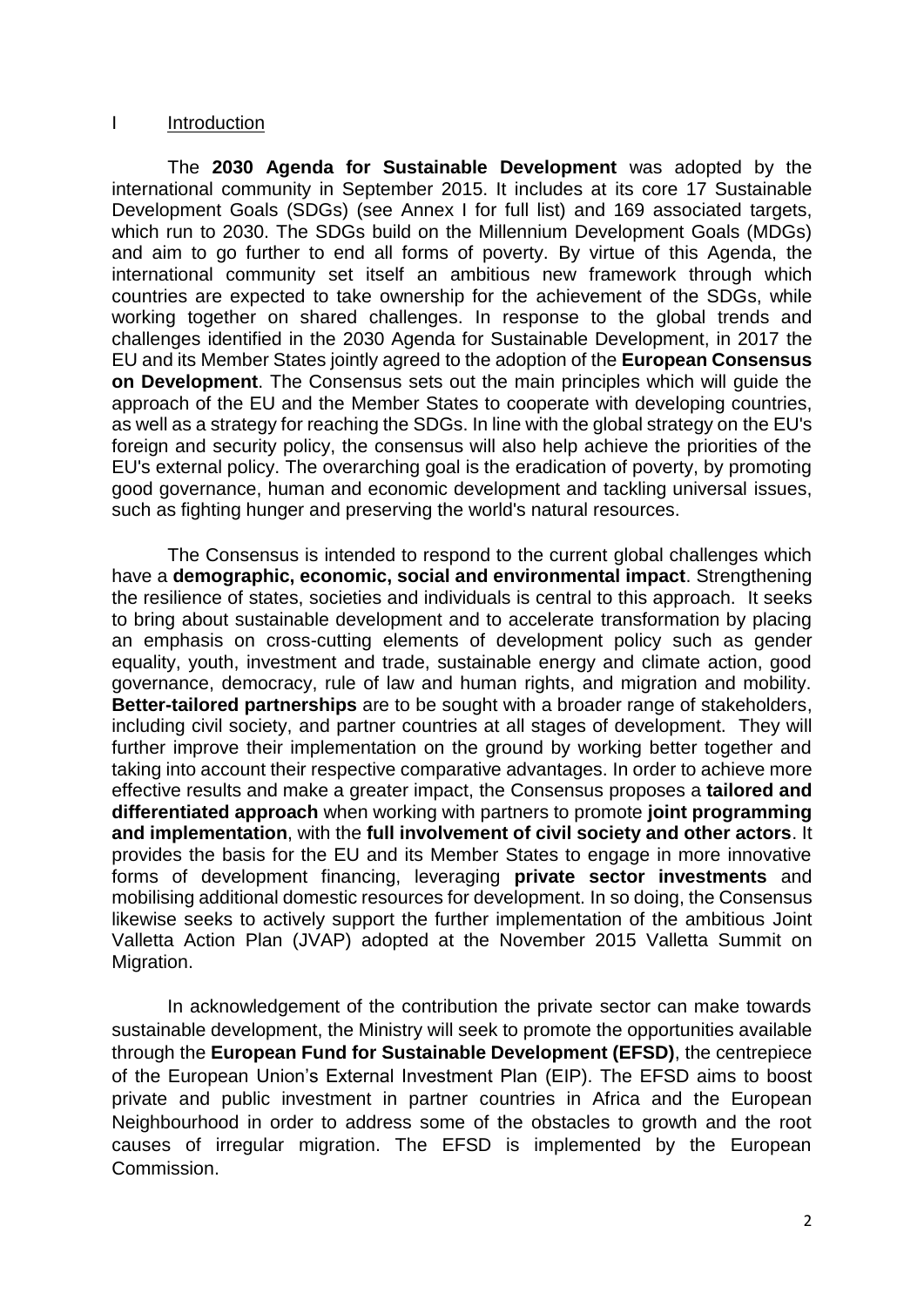## I Introduction

The **2030 Agenda for Sustainable Development** was adopted by the international community in September 2015. It includes at its core 17 Sustainable Development Goals (SDGs) (see Annex I for full list) and 169 associated targets, which run to 2030. The SDGs build on the Millennium Development Goals (MDGs) and aim to go further to end all forms of poverty. By virtue of this Agenda, the international community set itself an ambitious new framework through which countries are expected to take ownership for the achievement of the SDGs, while working together on shared challenges. In response to the global trends and challenges identified in the 2030 Agenda for Sustainable Development, in 2017 the EU and its Member States jointly agreed to the adoption of the **European Consensus on Development**. The Consensus sets out the main principles which will guide the approach of the EU and the Member States to cooperate with developing countries, as well as a strategy for reaching the SDGs. In line with the global strategy on the EU's foreign and security policy, the consensus will also help achieve the priorities of the EU's external policy. The overarching goal is the eradication of poverty, by promoting good governance, human and economic development and tackling universal issues, such as fighting hunger and preserving the world's natural resources.

The Consensus is intended to respond to the current global challenges which have a **demographic, economic, social and environmental impact**. Strengthening the resilience of states, societies and individuals is central to this approach. It seeks to bring about sustainable development and to accelerate transformation by placing an emphasis on cross-cutting elements of development policy such as gender equality, youth, investment and trade, sustainable energy and climate action, good governance, democracy, rule of law and human rights, and migration and mobility. **Better-tailored partnerships** are to be sought with a broader range of stakeholders, including civil society, and partner countries at all stages of development. They will further improve their implementation on the ground by working better together and taking into account their respective comparative advantages. In order to achieve more effective results and make a greater impact, the Consensus proposes a **tailored and differentiated approach** when working with partners to promote **joint programming and implementation**, with the **full involvement of civil society and other actors**. It provides the basis for the EU and its Member States to engage in more innovative forms of development financing, leveraging **private sector investments** and mobilising additional domestic resources for development. In so doing, the Consensus likewise seeks to actively support the further implementation of the ambitious Joint Valletta Action Plan (JVAP) adopted at the November 2015 Valletta Summit on Migration.

In acknowledgement of the contribution the private sector can make towards sustainable development, the Ministry will seek to promote the opportunities available through the **European Fund for Sustainable Development (EFSD)**, the centrepiece of the European Union's External Investment Plan (EIP). The EFSD aims to boost private and public investment in partner countries in Africa and the European Neighbourhood in order to address some of the obstacles to growth and the root causes of irregular migration. The EFSD is implemented by the European Commission.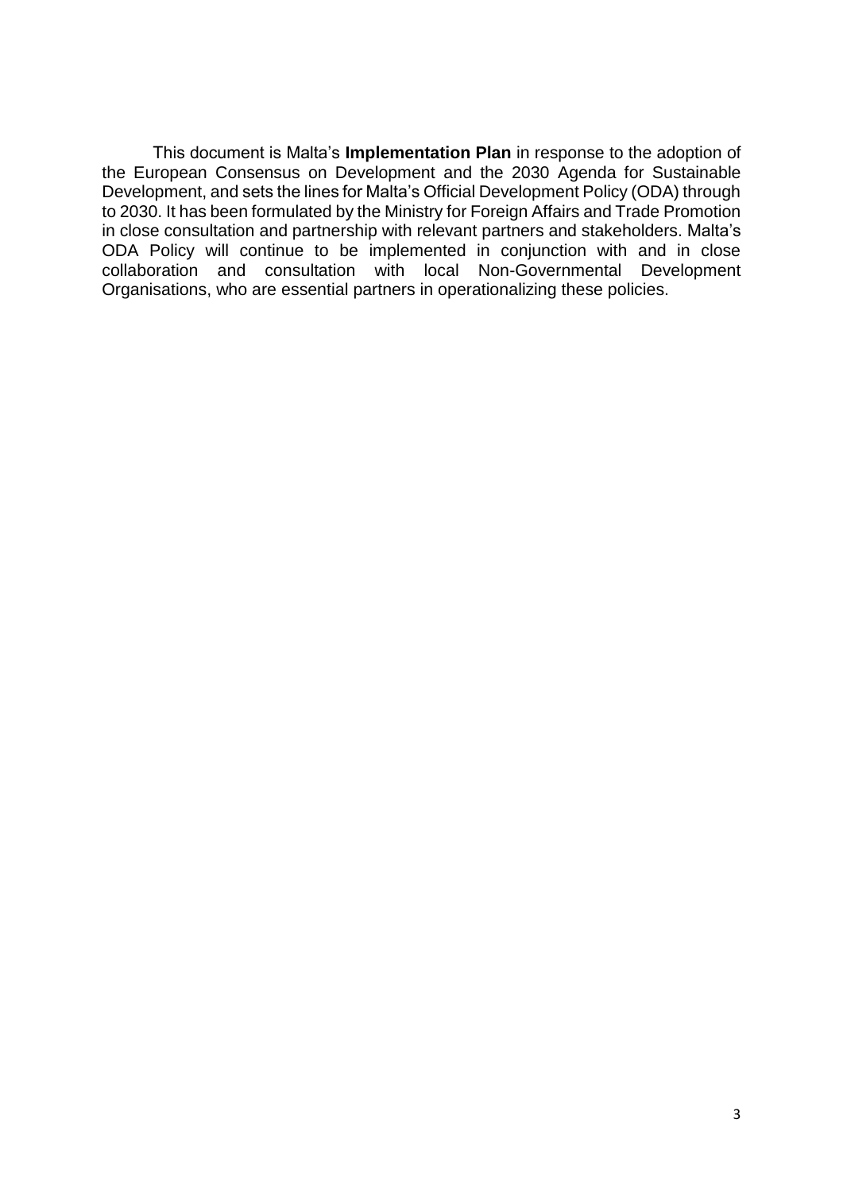This document is Malta's **Implementation Plan** in response to the adoption of the European Consensus on Development and the 2030 Agenda for Sustainable Development, and sets the lines for Malta's Official Development Policy (ODA) through to 2030. It has been formulated by the Ministry for Foreign Affairs and Trade Promotion in close consultation and partnership with relevant partners and stakeholders. Malta's ODA Policy will continue to be implemented in conjunction with and in close collaboration and consultation with local Non-Governmental Development Organisations, who are essential partners in operationalizing these policies.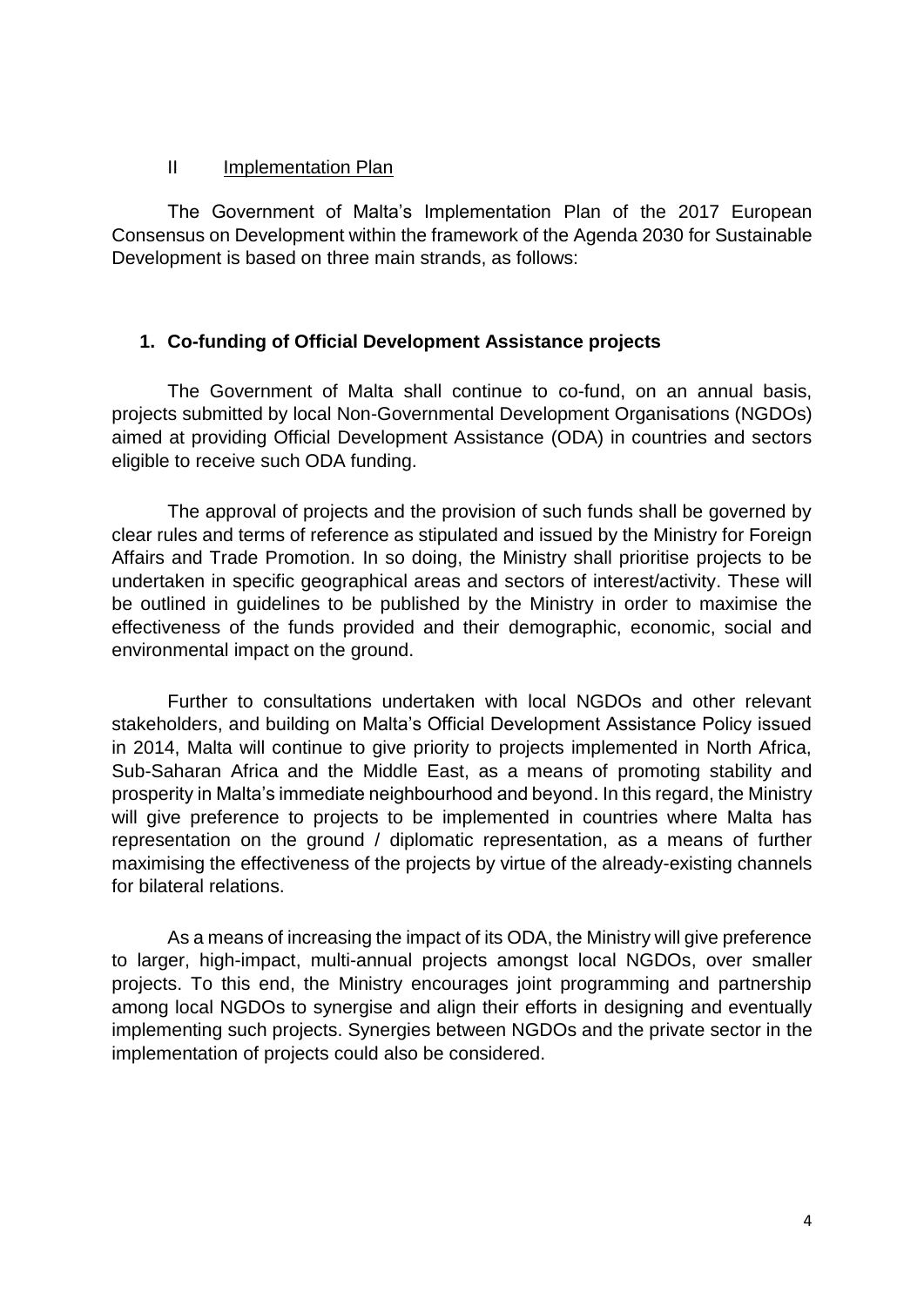## II Implementation Plan

The Government of Malta's Implementation Plan of the 2017 European Consensus on Development within the framework of the Agenda 2030 for Sustainable Development is based on three main strands, as follows:

### 1. Co-funding of Official Development Assistance projects

The Government of Malta shall continue to co-fund, on an annual basis, projects submitted by local Non-Governmental Development Organisations (NGDOs) aimed at providing Official Development Assistance (ODA) in countries and sectors eligible to receive such ODA funding.

The approval of projects and the provision of such funds shall be governed by clear rules and terms of reference as stipulated and issued by the Ministry for Foreign Affairs and Trade Promotion. In so doing, the Ministry shall prioritise projects to be undertaken in specific geographical areas and sectors of interest/activity. These will be outlined in guidelines to be published by the Ministry in order to maximise the effectiveness of the funds provided and their demographic, economic, social and environmental impact on the ground.

Further to consultations undertaken with local NGDOs and other relevant stakeholders, and building on Malta's Official Development Assistance Policy issued in 2014, Malta will continue to give priority to projects implemented in North Africa, Sub-Saharan Africa and the Middle East, as a means of promoting stability and prosperity in Malta's immediate neighbourhood and beyond. In this regard, the Ministry will give preference to projects to be implemented in countries where Malta has representation on the ground / diplomatic representation, as a means of further maximising the effectiveness of the projects by virtue of the already-existing channels for bilateral relations.

As a means of increasing the impact of its ODA, the Ministry will give preference to larger, high-impact, multi-annual projects amongst local NGDOs, over smaller projects. To this end, the Ministry encourages joint programming and partnership among local NGDOs to synergise and align their efforts in designing and eventually implementing such projects. Synergies between NGDOs and the private sector in the implementation of projects could also be considered.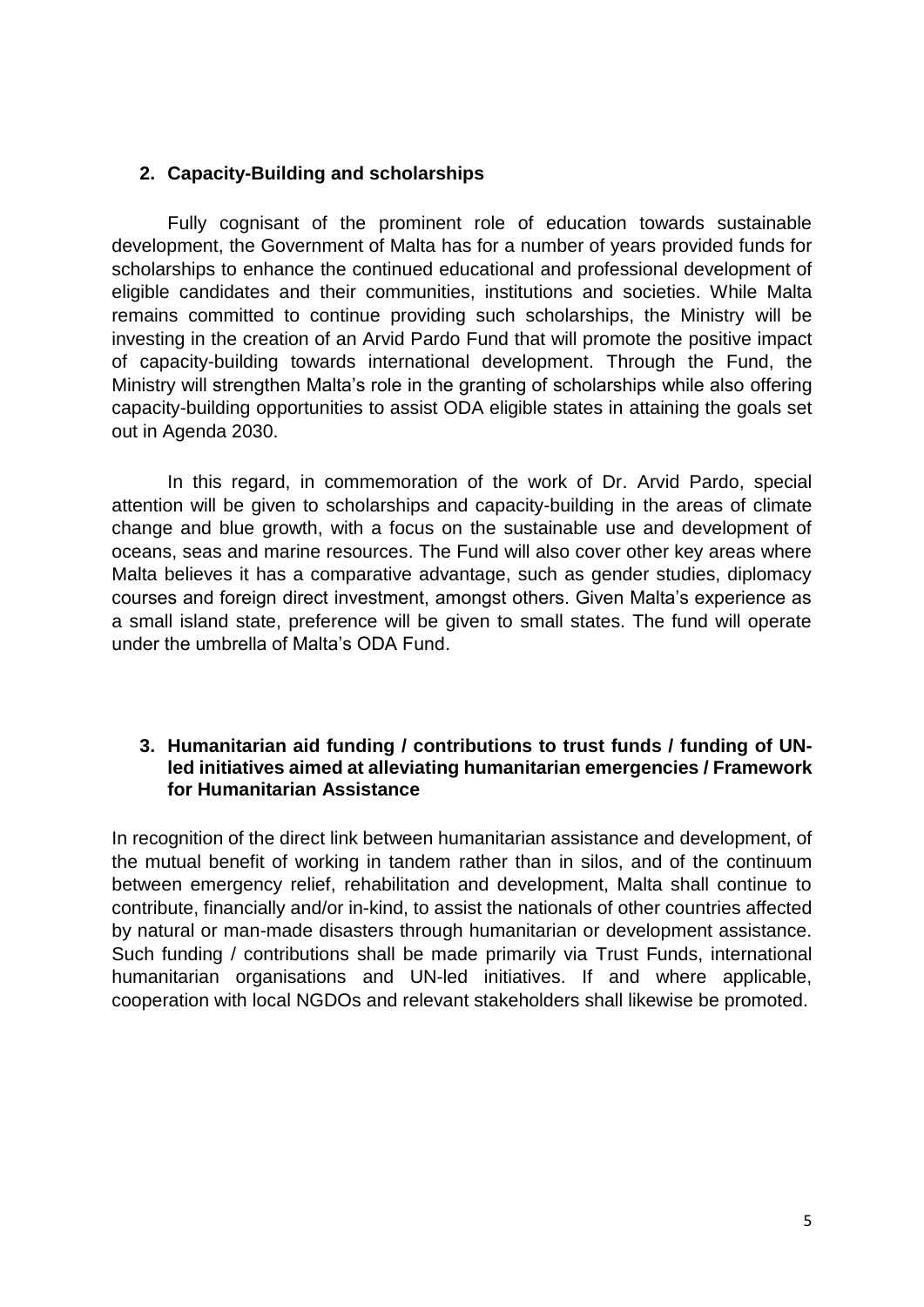## 2. Capacity-Building and scholarships

Fully cognisant of the prominent role of education towards sustainable development, the Government of Malta has for a number of years provided funds for scholarships to enhance the continued educational and professional development of eligible candidates and their communities, institutions and societies. While Malta remains committed to continue providing such scholarships, the Ministry will be investing in the creation of an Arvid Pardo Fund that will promote the positive impact of capacity-building towards international development. Through the Fund, the Ministry will strengthen Malta's role in the granting of scholarships while also offering capacity-building opportunities to assist ODA eligible states in attaining the goals set out in Agenda 2030.

In this regard, in commemoration of the work of Dr. Arvid Pardo, special attention will be given to scholarships and capacity-building in the areas of climate change and blue growth, with a focus on the sustainable use and development of oceans, seas and marine resources. The Fund will also cover other key areas where Malta believes it has a comparative advantage, such as gender studies, diplomacy courses and foreign direct investment, amongst others. Given Malta's experience as a small island state, preference will be given to small states. The fund will operate under the umbrella of Malta's ODA Fund.

## 3. Humanitarian aid funding / contributions to trust funds / funding of UN-led initiatives aimed at alleviating humanitarian emergencies / Framework for Humanitarian Assistance

In recognition of the direct link between humanitarian assistance and development, of the mutual benefit of working in tandem rather than in silos, and of the continuum between emergency relief, rehabilitation and development, Malta shall continue to contribute, financially and/or in-kind, to assist the nationals of other countries affected by natural or man-made disasters through humanitarian or development assistance. Such funding / contributions shall be made primarily via Trust Funds, international humanitarian organisations and UN-led initiatives. If and where applicable, cooperation with local NGDOs and relevant stakeholders shall likewise be promoted.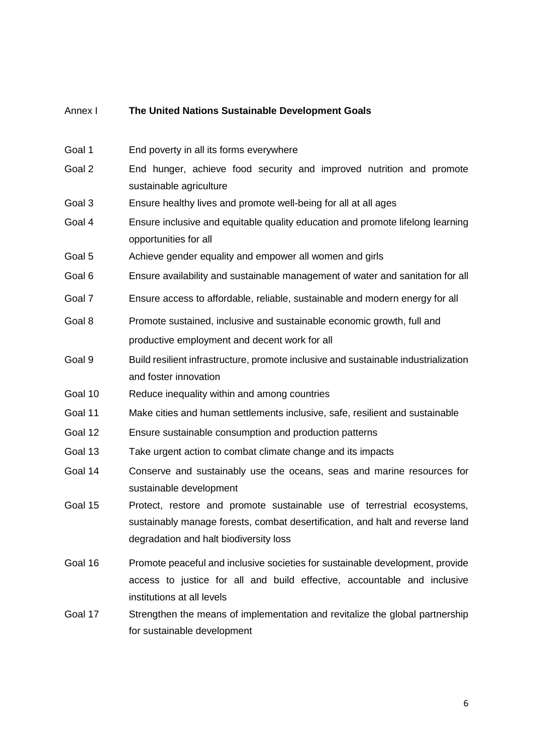## Annex I **The United Nations Sustainable Development Goals**

| | |
|---|---|
| Goal 1 | End poverty in all its forms everywhere |
| Goal 2 | End hunger, achieve food security and improved nutrition and promote sustainable agriculture |
| Goal 3 | Ensure healthy lives and promote well-being for all at all ages |
| Goal 4 | Ensure inclusive and equitable quality education and promote lifelong learning opportunities for all |
| Goal 5 | Achieve gender equality and empower all women and girls |
| Goal 6 | Ensure availability and sustainable management of water and sanitation for all |
| Goal 7 | Ensure access to affordable, reliable, sustainable and modern energy for all |
| Goal 8 | Promote sustained, inclusive and sustainable economic growth, full and productive employment and decent work for all |
| Goal 9 | Build resilient infrastructure, promote inclusive and sustainable industrialization and foster innovation |
| Goal 10 | Reduce inequality within and among countries |
| Goal 11 | Make cities and human settlements inclusive, safe, resilient and sustainable |
| Goal 12 | Ensure sustainable consumption and production patterns |
| Goal 13 | Take urgent action to combat climate change and its impacts |
| Goal 14 | Conserve and sustainably use the oceans, seas and marine resources for sustainable development |
| Goal 15 | Protect, restore and promote sustainable use of terrestrial ecosystems, sustainably manage forests, combat desertification, and halt and reverse land degradation and halt biodiversity loss |
| Goal 16 | Promote peaceful and inclusive societies for sustainable development, provide access to justice for all and build effective, accountable and inclusive institutions at all levels |
| Goal 17 | Strengthen the means of implementation and revitalize the global partnership for sustainable development |